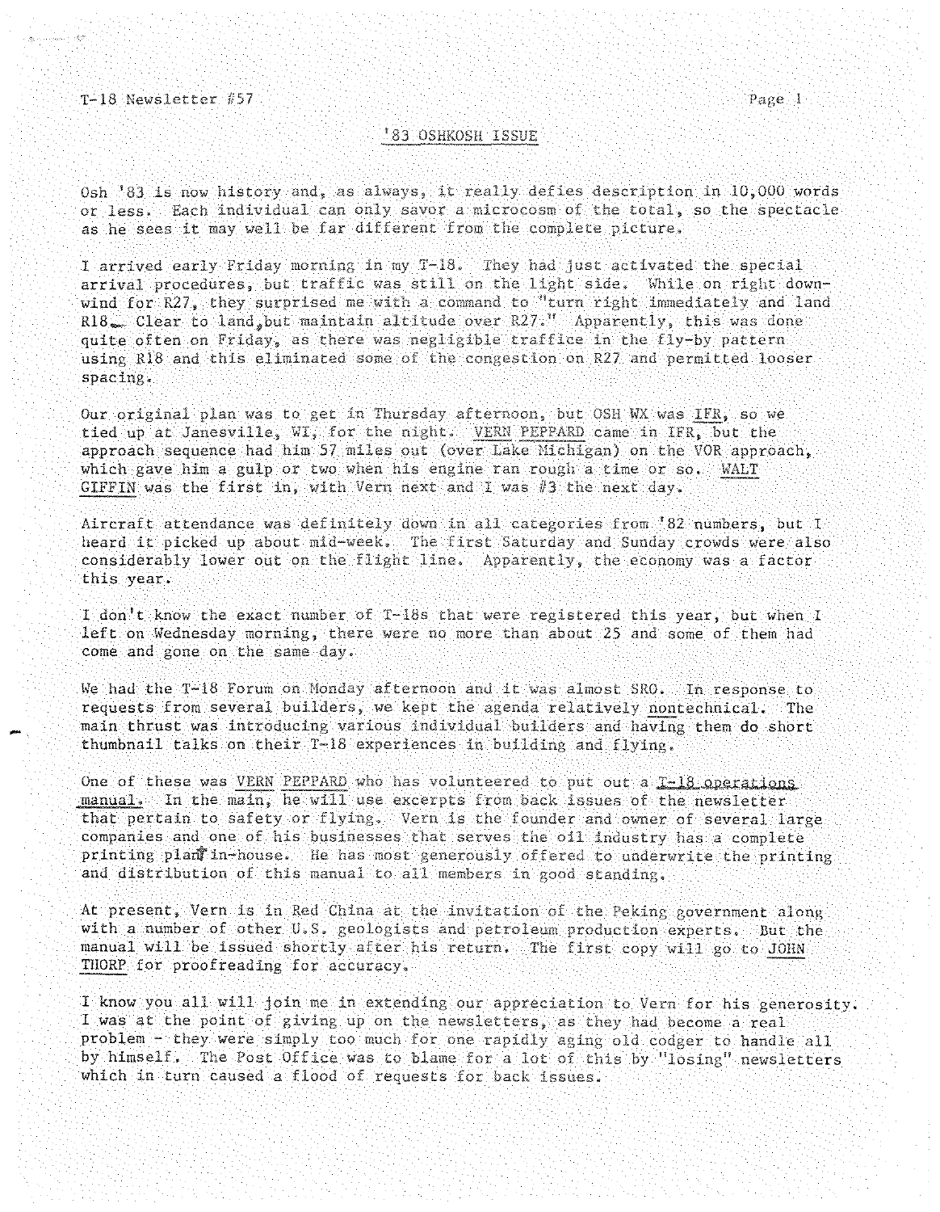## '83 OSHKOSH ISSUE

Osh '83 is now history and, as always, it really defies description in 10,000 words or less. Each individual can only savor a microcosm of the total, so the spectacle as he sees it may well be far different from the complete picture.

I arrived early Friday morning in my T-18. They had just activated the special arrival procedures, but traffic was still on the light side. While on right downwind for R27, they surprised me with a command to "turn right immediately and land R18. Clear to land, but maintain altitude over R27." Apparently, this was done quite often on Friday, as there was negligible traffice in the fly-by pattern using R18 and this eliminated some of the congestion on R27 and permitted looser spacing.

Our original plan was to get in Thursday afternoon, but OSH WX was IFR, so we tied up at Janesville, WI, for the night. VERN PEPPARD came in IFR, but the approach sequence had him 57 miles out (over Lake Michigan) on the VOR approach, which gave him a gulp or two when his engine ran rough a time or so. WALT GIFFIN was the first in, with Vern next and I was #3 the next day.

Aircraft attendance was definitely down in all categories from '82 numbers, but I heard it picked up about mid-week. The first Saturday and Sunday crowds were also considerably lower out on the flight line. Apparently, the economy was a factor this year.

I don't know the exact number of T-18s that were registered this year, but when I left on Wednesday morning, there were no more than about 25 and some of them had come and gone on the same day.

We had the T-18 Forum on Monday afternoon and it was almost SRO. In response to requests from several builders, we kept the agenda relatively nontechnical. The main thrust was introducing various individual builders and having them do short thumbnail talks on their T-18 experiences in building and flying.

One of these was VERN PEPPARD who has volunteered to put out a T-18 operations manual. In the main, he will use excerpts from back issues of the newsletter that pertain to safety or flying. Vern is the founder and owner of several large companies and one of his businesses that serves the oil industry has a complete printing plant in-house. He has most generously offered to underwrite the printing and distribution of this manual to all members in good standing.

At present, Vern is in Red China at the invitation of the Peking government along with a number of other U.S. geologists and petroleum production experts. But the manual will be issued shortly after his return. The first copy will go to JOHN THORP for proofreading for accuracy.

I know you all will join me in extending our appreciation to Vern for his generosity. I was at the point of giving up on the newsletters, as they had become a real problem - they were simply too much for one rapidly aging old codger to handle all by himself. The Post Office was to blame for a lot of this by "losing" newsletters which in turn caused a flood of requests for back issues.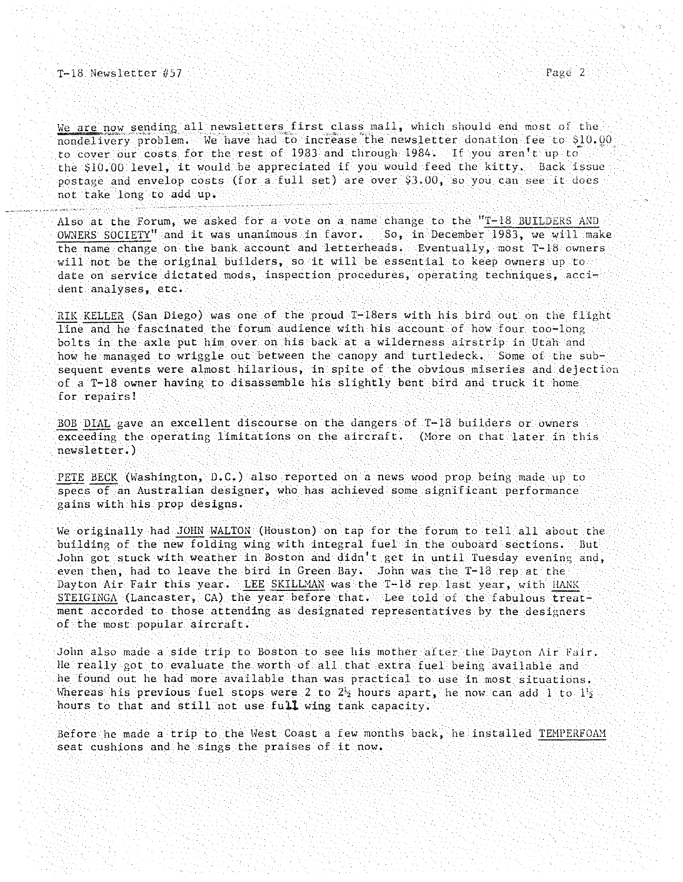We are now sending all newsletters first class mail, which should end most of the nondelivery problem. We have had to increase the newsletter donation fee to $10.00 to cover our costs for the rest of 1983 and through 1984. If you aren't up to the $10.00 level, it would be appreciated if you would feed the kitty. Back issue postage and envelop costs (for a full set) are over $3.00, so you can see it does not take long to add up.

Also at the Forum, we asked for a vote on a name change to the "T-18 BUILDERS AND OWNERS SOCIETY" and it was unanimous in favor. So, in December 1983, we will make the name change on the bank account and letterheads. Eventually, most T-18 owners will not be the original builders, so it will be essential to keep owners up to date on service dictated mods, inspection procedures, operating techniques, accident analyses, etc.

RIK KELLER (San Diego) was one of the proud T-18ers with his bird out on the flight line and he fascinated the forum audience with his account of how four too-long bolts in the axle put him over on his back at a wilderness airstrip in Utah and how he managed to wriggle out between the canopy and turtledeck. Some of the subsequent events were almost hilarious, in spite of the obvious miseries and dejection of a T-18 owner having to disassemble his slightly bent bird and truck it home for repairs!

BOB DIAL gave an excellent discourse on the dangers of T-18 builders or owners exceeding the operating limitations on the aircraft. (More on that later in this newsletter.)

PETE BECK (Washington, D.C.) also reported on a news wood prop being made up to specs of an Australian designer, who has achieved some significant performance gains with his prop designs.

We originally had JOHN WALTON (Houston) on tap for the forum to tell all about the building of the new folding wing with integral fuel in the ouboard sections. But John got stuck with weather in Boston and didn't get in until Tuesday evening and, even then, had to leave the bird in Green Bay. John was the T-18 rep at the Dayton Air Fair this year. LEE SKILLMAN was the T-18 rep last year, with HANK STEIGINGA (Lancaster, CA) the year before that. Lee told of the fabulous treatment accorded to those attending as designated representatives by the designers of the most popular aircraft.

John also made a side trip to Boston to see his mother after the Dayton Air Fair. He really got to evaluate the worth of all that extra fuel being available and he found out he had more available than was practical to use in most situations. Whereas his previous fuel stops were 2 to 2½ hours apart, he now can add 1 to 1½ hours to that and still not use full wing tank capacity.

Before he made a trip to the West Coast a few months back, he installed TEMPERFOAM seat cushions and he sings the praises of it now.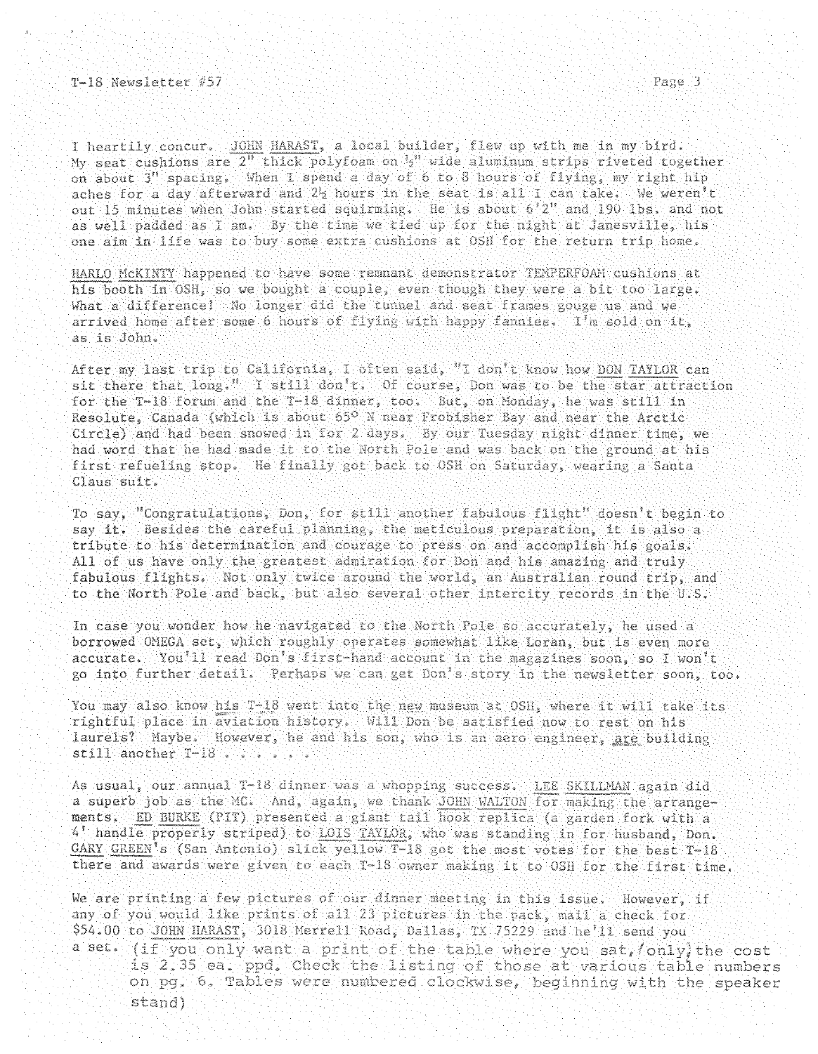I heartily concur. JOHN HARAST, a local builder, flew up with me in my bird. My seat cushions are 2" thick polyfoam on ½" wide aluminum strips riveted together on about 3" spacing. When I spend a day of 6 to 8 hours of flying, my right hip aches for a day afterward and 2½ hours in the seat is all I can take. We weren't out 15 minutes when John started squirming. He is about 6'2" and 190 lbs. and not as well padded as I am. By the time we tied up for the night at Janesville, his one aim in life was to buy some extra cushions at OSH for the return trip home.

HARLO McKINTY happened to have some remnant demonstrator TEMPERFOAM cushions at his booth in OSH, so we bought a couple, even though they were a bit too large. What a difference! No longer did the tunnel and seat frames gouge us and we arrived home after some 6 hours of flying with happy fannies. I'm sold on it, as is John.

After my last trip to California, I often said, "I don't know how DON TAYLOR can sit there that long." I still don't. Of course, Don was to be the star attraction for the T-18 forum and the T-18 dinner, too. But, on Monday, he was still in Resolute, Canada (which is about 65° N near Frobisher Bay and near the Arctic Circle) and had been snowed in for 2 days. By our Tuesday night dinner time, we had word that he had made it to the North Pole and was back on the ground at his first refueling stop. He finally got back to OSH on Saturday, wearing a Santa Claus suit.

To say, "Congratulations, Don, for still another fabulous flight" doesn't begin to say it. Besides the careful planning, the meticulous preparation, it is also a tribute to his determination and courage to press on and accomplish his goals. All of us have only the greatest admiration for Don and his amazing and truly fabulous flights. Not only twice around the world, an Australian round trip, and to the North Pole and back, but also several other intercity records in the U.S.

In case you wonder how he navigated to the North Pole so accurately, he used a borrowed OMEGA set, which roughly operates somewhat like Loran, but is even more accurate. You'll read Don's first-hand account in the magazines soon, so I won't go into further detail. Perhaps we can get Don's story in the newsletter soon, too.

You may also know his T-18 went into the new museum at OSH, where it will take its rightful place in aviation history. Will Don be satisfied now to rest on his laurels? Maybe. However, he and his son, who is an aero engineer, are building still another T-18 . . . . . .

As usual, our annual T-18 dinner was a whopping success. LEE SKILLMAN again did a superb job as the MC. And, again, we thank JOHN WALTON for making the arrangements. ED BURKE (PIT) presented a giant tail hook replica (a garden fork with a 4' handle properly striped) to LOIS TAYLOR, who was standing in for husband, Don. GARY GREEN's (San Antonio) slick yellow T-18 got the most votes for the best T-18 there and awards were given to each T-18 owner making it to OSH for the first time.

We are printing a few pictures of our dinner meeting in this issue. However, if any of you would like prints of all 23 pictures in the pack, mail a check for $54.00 to JOHN HARAST, 3018 Merrell Road, Dallas, TX 75229 and he'll send you a set. (if you only want a print of the table where you sat, only the cost is 2.35 ea. ppd. Check the listing of those at various table numbers on pg. 6. Tables were numbered clockwise, beginning with the speaker stand)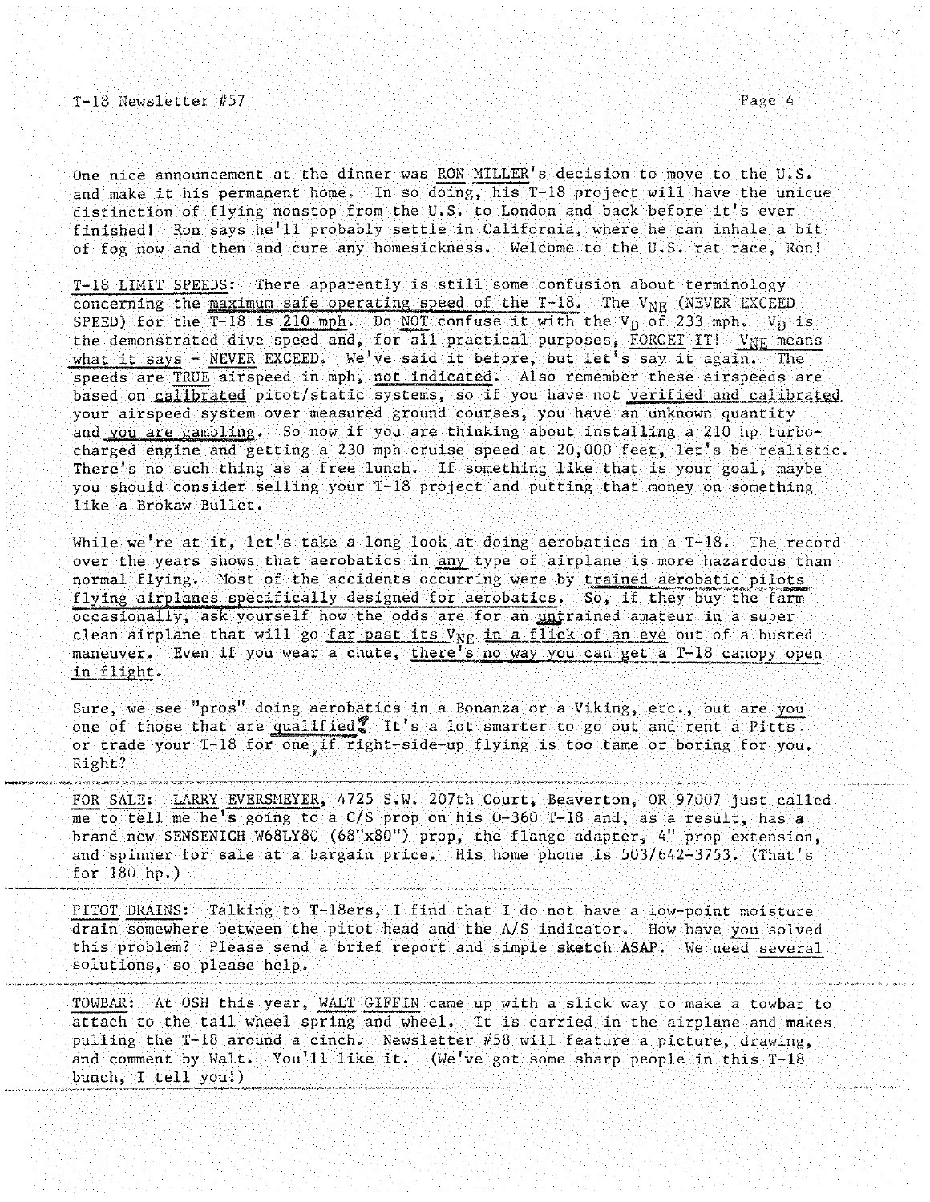One nice announcement at the dinner was RON MILLER's decision to move to the U.S. and make it his permanent home. In so doing, his T-18 project will have the unique distinction of flying nonstop from the U.S. to London and back before it's ever finished! Ron says he'll probably settle in California, where he can inhale a bit of fog now and then and cure any homesickness. Welcome to the U.S. rat race, Ron!

T-18 LIMIT SPEEDS: There apparently is still some confusion about terminology concerning the maximum safe operating speed of the T-18. The $V_{NE}$ (NEVER EXCEED SPEED) for the T-18 is 210 mph. Do NOT confuse it with the $V_D$ of 233 mph. $V_D$ is the demonstrated dive speed and, for all practical purposes, FORGET IT! $V_{NE}$ means what it says - NEVER EXCEED. We've said it before, but let's say it again. The speeds are TRUE airspeed in mph, not indicated. Also remember these airspeeds are based on calibrated pitot/static systems, so if you have not verified and calibrated your airspeed system over measured ground courses, you have an unknown quantity and you are gambling. So now if you are thinking about installing a 210 hp turbo-charged engine and getting a 230 mph cruise speed at 20,000 feet, let's be realistic. There's no such thing as a free lunch. If something like that is your goal, maybe you should consider selling your T-18 project and putting that money on something like a Brokaw Bullet.

While we're at it, let's take a long look at doing aerobatics in a T-18. The record over the years shows that aerobatics in any type of airplane is more hazardous than normal flying. Most of the accidents occurring were by trained aerobatic pilots flying airplanes specifically designed for aerobatics. So, if they buy the farm occasionally, ask yourself how the odds are for an untrained amateur in a super clean airplane that will go far past its $V_{NE}$ in a flick of an eye out of a busted maneuver. Even if you wear a chute, there's no way you can get a T-18 canopy open in flight.

Sure, we see "pros" doing aerobatics in a Bonanza or a Viking, etc., but are you one of those that are qualified? It's a lot smarter to go out and rent a Pitts or trade your T-18 for one if right-side-up flying is too tame or boring for you. Right?

---

FOR SALE: LARRY EVERSMEYER, 4725 S.W. 207th Court, Beaverton, OR 97007 just called me to tell me he's going to a C/S prop on his O-360 T-18 and, as a result, has a brand new SENSENICH W68LY80 (68"x80") prop, the flange adapter, 4" prop extension, and spinner for sale at a bargain price. His home phone is 503/642-3753. (That's for 180 hp.)

---

PITOT DRAINS: Talking to T-18ers, I find that I do not have a low-point moisture drain somewhere between the pitot head and the A/S indicator. How have you solved this problem? Please send a brief report and simple sketch ASAP. We need several solutions, so please help.

---

TOWBAR: At OSH this year, WALT GIFFIN came up with a slick way to make a towbar to attach to the tail wheel spring and wheel. It is carried in the airplane and makes pulling the T-18 around a cinch. Newsletter #58 will feature a picture, drawing, and comment by Walt. You'll like it. (We've got some sharp people in this T-18 bunch, I tell you!)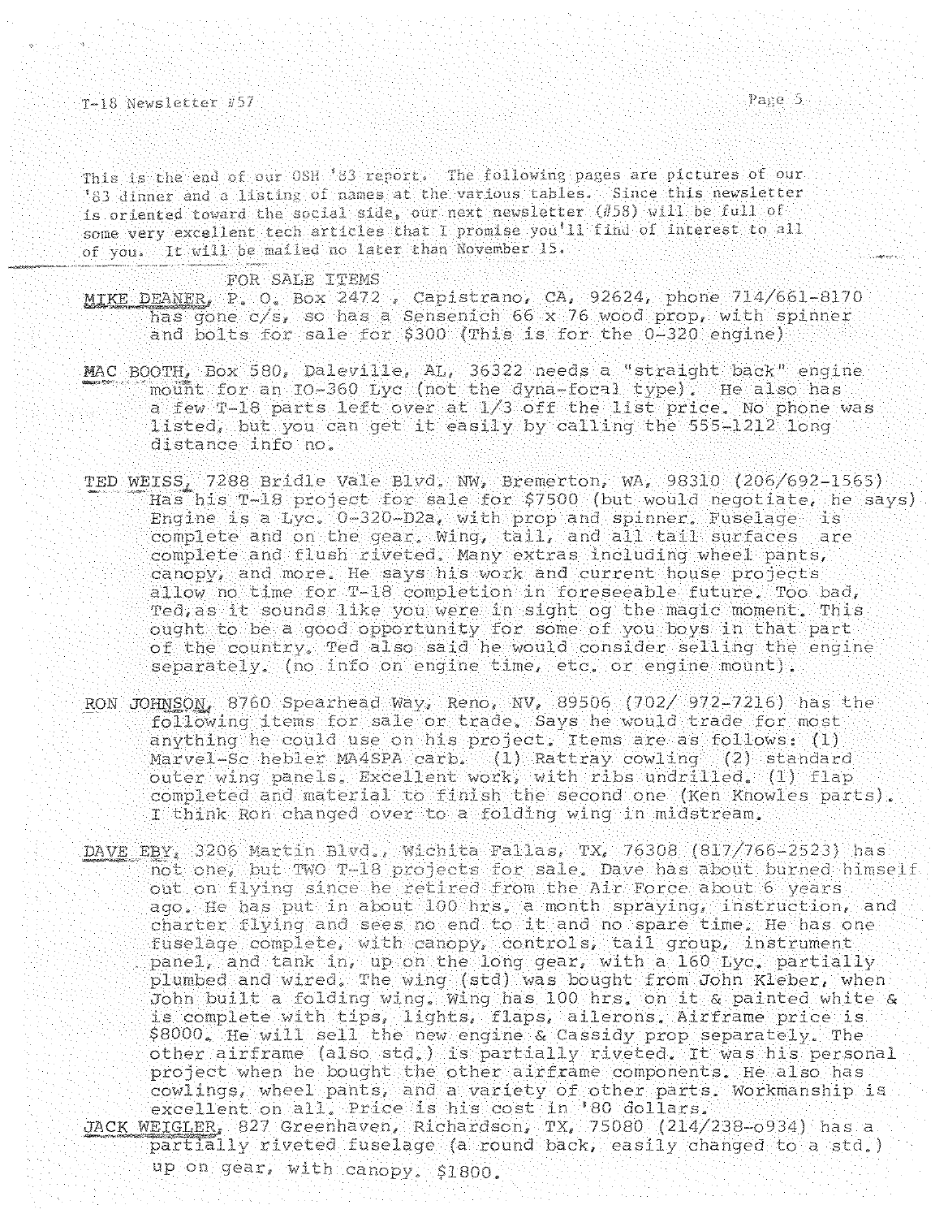This is the end of our OSH '83 report. The following pages are pictures of our '83 dinner and a listing of names at the various tables. Since this newsletter is oriented toward the social side, our next newsletter (#58) will be full of some very excellent tech articles that I promise you'll find of interest to all of you. It will be mailed no later than November 15.

## FOR SALE ITEMS

MIKE DEANER, P. O. Box 2472 , Capistrano, CA, 92624, phone 714/661-8170 has gone c/s, so has a Sensenich 66 x 76 wood prop, with spinner and bolts for sale for $300 (This is for the O-320 engine)

MAC BOOTH, Box 580, Daleville, AL, 36322 needs a "straight back" engine mount for an IO-360 Lyc (not the dyna-focal type). He also has a few T-18 parts left over at 1/3 off the list price. No phone was listed, but you can get it easily by calling the 555-1212 long distance info no.

TED WEISS, 7288 Bridle Vale Blvd. NW, Bremerton, WA, 98310 (206/692-1565) Has his T-18 project for sale for $7500 (but would negotiate, he says) Engine is a Lyc. O-320-D2a, with prop and spinner. Fuselage is complete and on the gear. Wing, tail, and all tail surfaces are complete and flush riveted. Many extras including wheel pants, canopy, and more. He says his work and current house projects allow no time for T-18 completion in foreseeable future. Too bad, Ted,as it sounds like you were in sight og the magic moment. This ought to be a good opportunity for some of you boys in that part of the country. Ted also said he would consider selling the engine separately. (no info on engine time, etc. or engine mount).

RON JOHNSON, 8760 Spearhead Way, Reno, NV, 89506 (702/ 972-7216) has the following items for sale or trade. Says he would trade for most anything he could use on his project. Items are as follows: (1) Marvel-Sc hebler MA4SPA carb. (1) Rattray cowling (2) standard outer wing panels. Excellent work, with ribs undrilled. (1) flap completed and material to finish the second one (Ken Knowles parts). I think Ron changed over to a folding wing in midstream.

DAVE EBY, 3206 Martin Blvd., Wichita Fallas, TX, 76308 (817/766-2523) has not one, but TWO T-18 projects for sale. Dave has about burned himself out on flying since he retired from the Air Force about 6 years ago. He has put in about 100 hrs. a month spraying, instruction, and charter flying and sees no end to it and no spare time. He has one fuselage complete, with canopy, controls, tail group, instrument panel, and tank in, up on the long gear, with a 160 Lyc. partially plumbed and wired. The wing (std) was bought from John Kleber, when John built a folding wing. Wing has 100 hrs. on it & painted white & is complete with tips, lights, flaps, ailerons. Airframe price is $8000. He will sell the new engine & Cassidy prop separately. The other airframe (also std.) is partially riveted. It was his personal project when he bought the other airframe components. He also has cowlings, wheel pants, and a variety of other parts. Workmanship is excellent on all. Price is his cost in '80 dollars.

JACK WEIGLER, 827 Greenhaven, Richardson, TX, 75080 (214/238-o934) has a partially riveted fuselage (a round back, easily changed to a std.) up on gear, with canopy. $1800.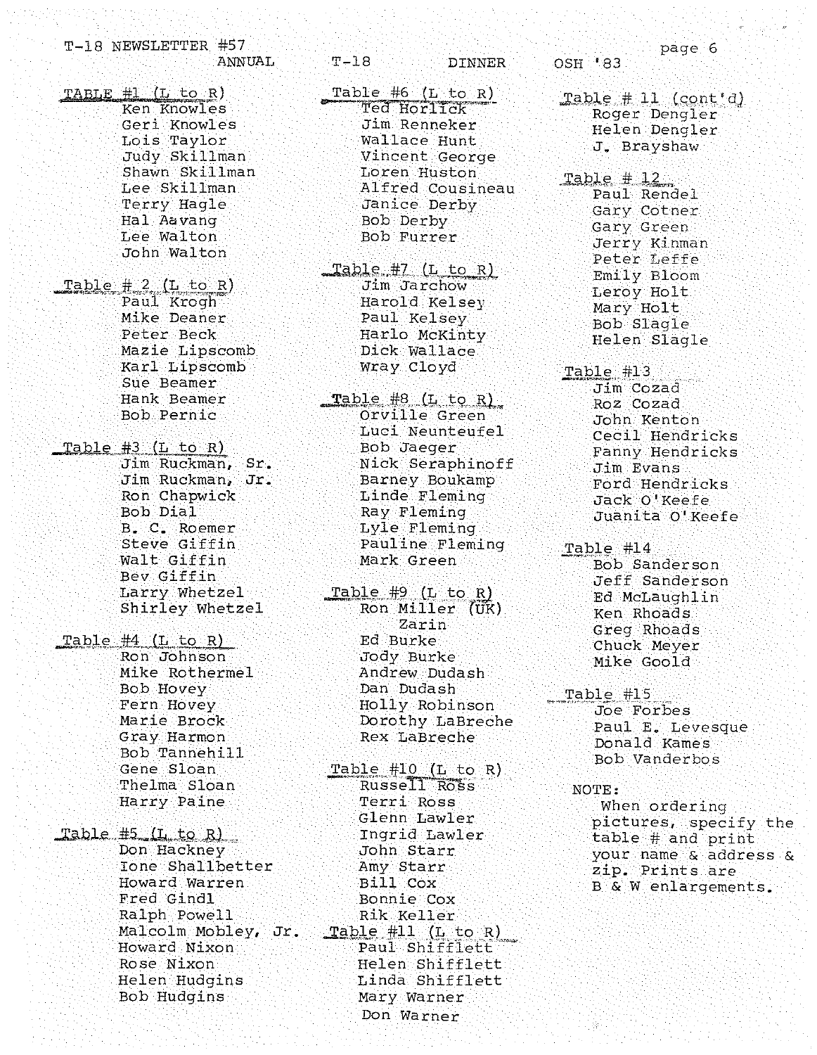T-18 NEWSLETTER #57

# ANNUAL T-18 DINNER OSH '83

**TABLE #1 (L to R)**

Ken Knowles
Geri Knowles
Lois Taylor
Judy Skillman
Shawn Skillman
Lee Skillman
Terry Hagle
Hal Aavang
Lee Walton
John Walton

**Table # 2 (L to R)**

Paul Krogh
Mike Deaner
Peter Beck
Mazie Lipscomb
Karl Lipscomb
Sue Beamer
Hank Beamer
Bob Pernic

**Table #3 (L to R)**

Jim Ruckman, Sr.
Jim Ruckman, Jr.
Ron Chapwick
Bob Dial
B. C. Roemer
Steve Giffin
Walt Giffin
Bev Giffin
Larry Whetzel
Shirley Whetzel

**Table #4 (L to R)**

Ron Johnson
Mike Rothermel
Bob Hovey
Fern Hovey
Marie Brock
Gray Harmon
Bob Tannehill
Gene Sloan
Thelma Sloan
Harry Paine

**Table #5 (L to R)**

Don Hackney
Ione Shallbetter
Howard Warren
Fred Gindl
Ralph Powell
Malcolm Mobley, Jr.
Howard Nixon
Rose Nixon
Helen Hudgins
Bob Hudgins

**Table #6 (L to R)**

Ted Horlick
Jim Renneker
Wallace Hunt
Vincent George
Loren Huston
Alfred Cousineau
Janice Derby
Bob Derby
Bob Furrer

**Table #7 (L to R)**

Jim Jarchow
Harold Kelsey
Paul Kelsey
Harlo McKinty
Dick Wallace
Wray Cloyd

**Table #8 (L to R)**

Orville Green
Luci Neunteufel
Bob Jaeger
Nick Seraphinoff
Barney Boukamp
Linde Fleming
Ray Fleming
Lyle Fleming
Pauline Fleming
Mark Green

**Table #9 (L to R)**

Ron Miller (UK)
Zarin
Ed Burke
Jody Burke
Andrew Dudash
Dan Dudash
Holly Robinson
Dorothy LaBreche
Rex LaBreche

**Table #10 (L to R)**

Russell Ross
Terri Ross
Glenn Lawler
Ingrid Lawler
John Starr
Amy Starr
Bill Cox
Bonnie Cox
Rik Keller

**Table #11 (L to R)**

Paul Shifflett
Helen Shifflett
Linda Shifflett
Mary Warner
Don Warner

**Table # 11 (cont'd)**

Roger Dengler
Helen Dengler
J. Brayshaw

**Table # 12**

Paul Rendel
Gary Cotner
Gary Green
Jerry Kinman
Peter Leffe
Emily Bloom
Leroy Holt
Mary Holt
Bob Slagle
Helen Slagle

**Table #13**

Jim Cozad
Roz Cozad
John Kenton
Cecil Hendricks
Fanny Hendricks
Jim Evans
Ford Hendricks
Jack O'Keefe
Juanita O'Keefe

**Table #14**

Bob Sanderson
Jeff Sanderson
Ed McLaughlin
Ken Rhoads
Greg Rhoads
Chuck Meyer
Mike Goold

**Table #15**

Joe Forbes
Paul E. Levesque
Donald Kames
Bob Vanderbos

NOTE:
When ordering pictures, specify the table # and print your name & address & zip. Prints are B & W enlargements.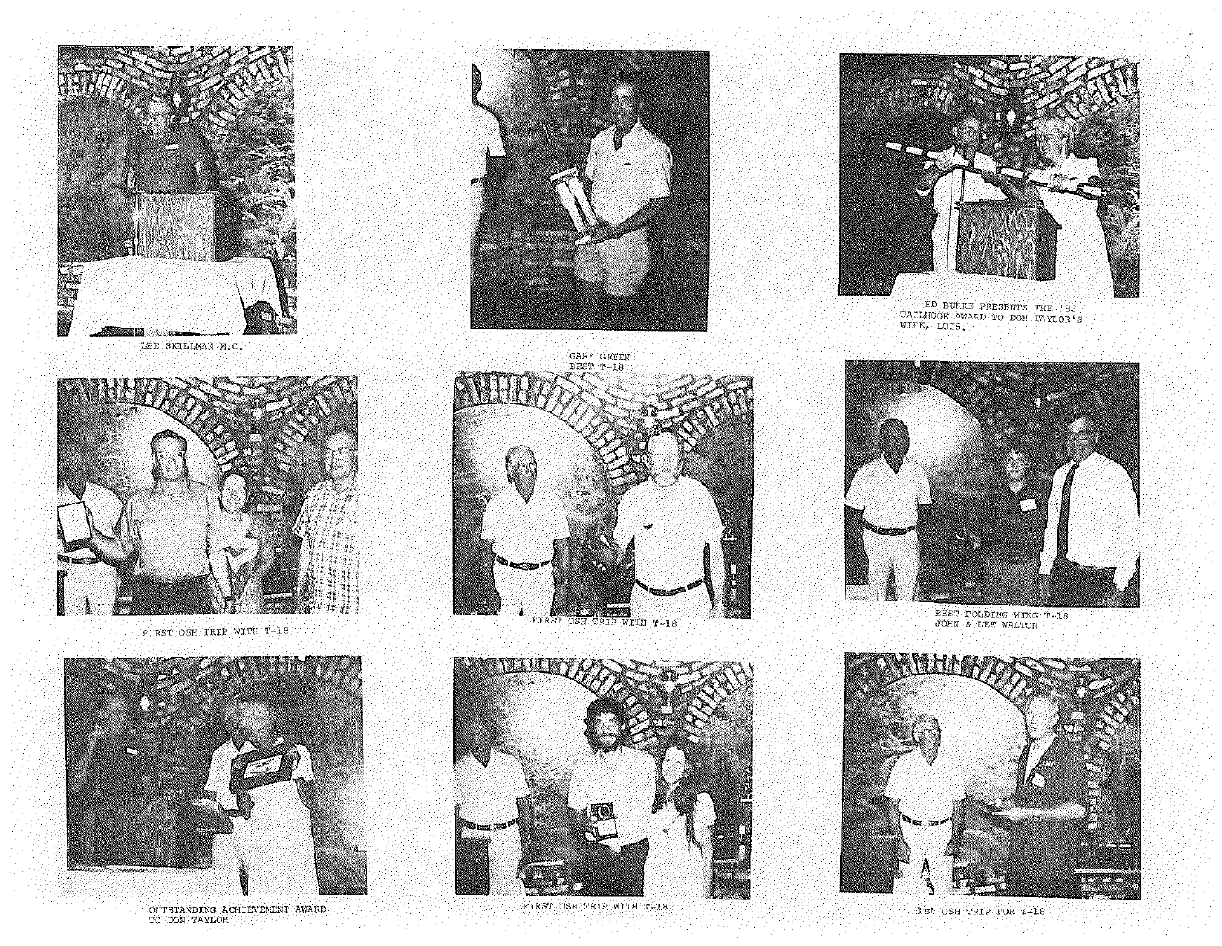LEE SKILLMAN M.C.

GARY GREEN
BEST T-18

ED BURKE PRESENTS THE '83 TAILHOOK AWARD TO DON TAYLOR'S WIFE, LOIS.

FIRST OSH TRIP WITH T-18

FIRST OSH TRIP WITH T-18

BEST FOLDING WING T-18
JOHN & LEE WALTON

OUTSTANDING ACHIEVEMENT AWARD TO DON TAYLOR

FIRST OSH TRIP WITH T-18

1st OSH TRIP FOR T-18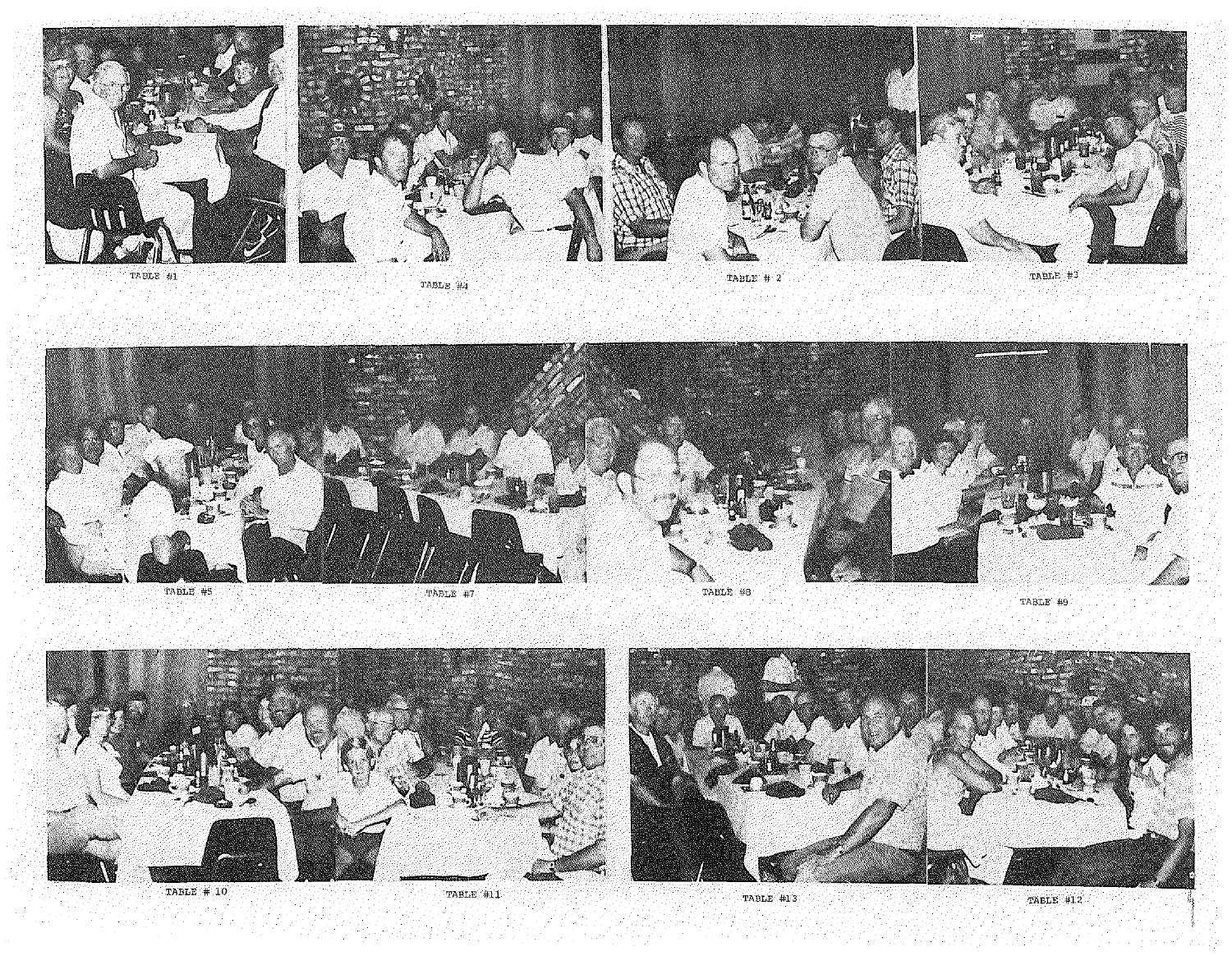TABLE #1

TABLE #4

TABLE # 2

TABLE #3

TABLE #5

TABLE #7

TABLE #8

TABLE #9

TABLE # 10

TABLE #11

TABLE #13

TABLE #12